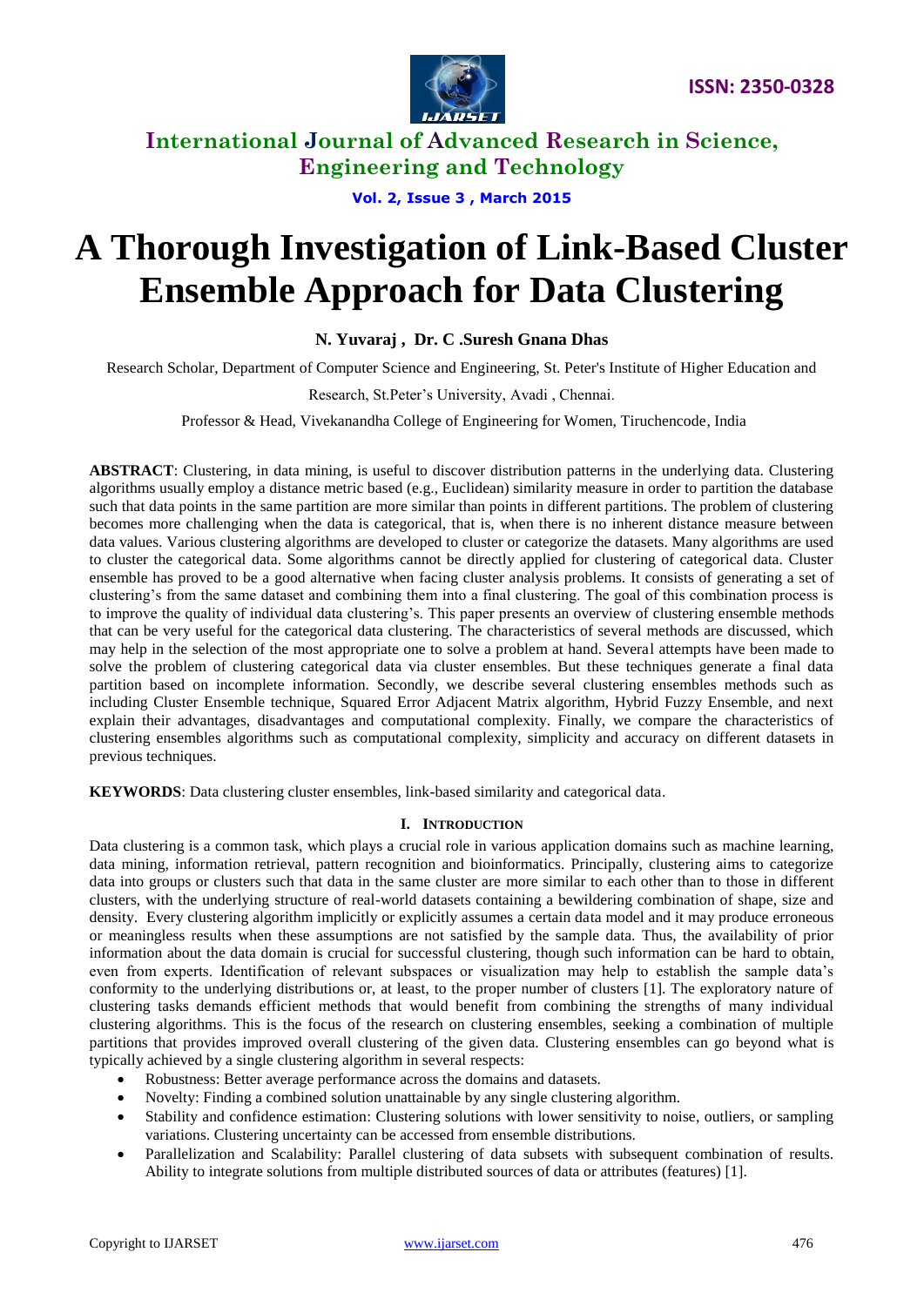# A Thorough Investigation of Link-Based Cluster Ensemble Approach for Data Clustering

**N. Yuvaraj , Dr. C .Suresh Gnana Dhas**

Research Scholar, Department of Computer Science and Engineering, St. Peter's Institute of Higher Education and Research, St.Peter's University, Avadi , Chennai.

Professor & Head, Vivekanandha College of Engineering for Women, Tiruchencode, India

**ABSTRACT**: Clustering, in data mining, is useful to discover distribution patterns in the underlying data. Clustering algorithms usually employ a distance metric based (e.g., Euclidean) similarity measure in order to partition the database such that data points in the same partition are more similar than points in different partitions. The problem of clustering becomes more challenging when the data is categorical, that is, when there is no inherent distance measure between data values. Various clustering algorithms are developed to cluster or categorize the datasets. Many algorithms are used to cluster the categorical data. Some algorithms cannot be directly applied for clustering of categorical data. Cluster ensemble has proved to be a good alternative when facing cluster analysis problems. It consists of generating a set of clustering's from the same dataset and combining them into a final clustering. The goal of this combination process is to improve the quality of individual data clustering's. This paper presents an overview of clustering ensemble methods that can be very useful for the categorical data clustering. The characteristics of several methods are discussed, which may help in the selection of the most appropriate one to solve a problem at hand. Several attempts have been made to solve the problem of clustering categorical data via cluster ensembles. But these techniques generate a final data partition based on incomplete information. Secondly, we describe several clustering ensembles methods such as including Cluster Ensemble technique, Squared Error Adjacent Matrix algorithm, Hybrid Fuzzy Ensemble, and next explain their advantages, disadvantages and computational complexity. Finally, we compare the characteristics of clustering ensembles algorithms such as computational complexity, simplicity and accuracy on different datasets in previous techniques.

**KEYWORDS**: Data clustering cluster ensembles, link-based similarity and categorical data.

## I. INTRODUCTION

Data clustering is a common task, which plays a crucial role in various application domains such as machine learning, data mining, information retrieval, pattern recognition and bioinformatics. Principally, clustering aims to categorize data into groups or clusters such that data in the same cluster are more similar to each other than to those in different clusters, with the underlying structure of real-world datasets containing a bewildering combination of shape, size and density. Every clustering algorithm implicitly or explicitly assumes a certain data model and it may produce erroneous or meaningless results when these assumptions are not satisfied by the sample data. Thus, the availability of prior information about the data domain is crucial for successful clustering, though such information can be hard to obtain, even from experts. Identification of relevant subspaces or visualization may help to establish the sample data's conformity to the underlying distributions or, at least, to the proper number of clusters [1]. The exploratory nature of clustering tasks demands efficient methods that would benefit from combining the strengths of many individual clustering algorithms. This is the focus of the research on clustering ensembles, seeking a combination of multiple partitions that provides improved overall clustering of the given data. Clustering ensembles can go beyond what is typically achieved by a single clustering algorithm in several respects:

- Robustness: Better average performance across the domains and datasets.
- Novelty: Finding a combined solution unattainable by any single clustering algorithm.
- Stability and confidence estimation: Clustering solutions with lower sensitivity to noise, outliers, or sampling variations. Clustering uncertainty can be accessed from ensemble distributions.
- Parallelization and Scalability: Parallel clustering of data subsets with subsequent combination of results. Ability to integrate solutions from multiple distributed sources of data or attributes (features) [1].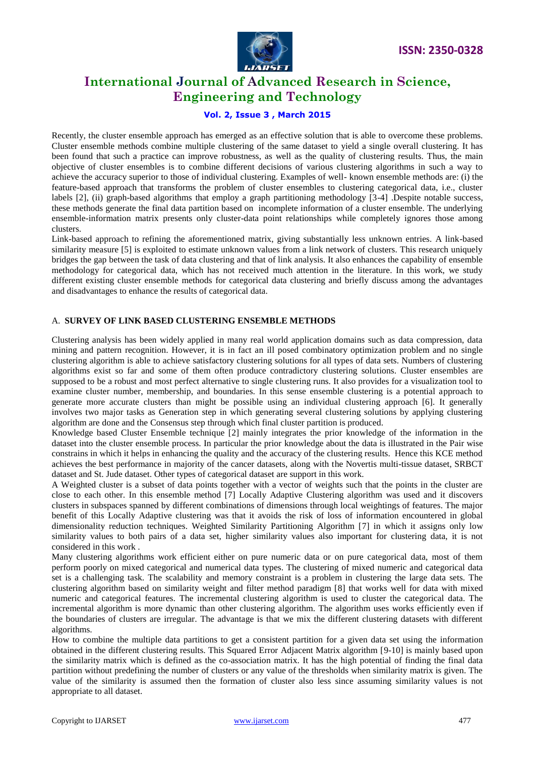Recently, the cluster ensemble approach has emerged as an effective solution that is able to overcome these problems. Cluster ensemble methods combine multiple clustering of the same dataset to yield a single overall clustering. It has been found that such a practice can improve robustness, as well as the quality of clustering results. Thus, the main objective of cluster ensembles is to combine different decisions of various clustering algorithms in such a way to achieve the accuracy superior to those of individual clustering. Examples of well- known ensemble methods are: (i) the feature-based approach that transforms the problem of cluster ensembles to clustering categorical data, i.e., cluster labels [2], (ii) graph-based algorithms that employ a graph partitioning methodology [3-4] .Despite notable success, these methods generate the final data partition based on incomplete information of a cluster ensemble. The underlying ensemble-information matrix presents only cluster-data point relationships while completely ignores those among clusters.

Link-based approach to refining the aforementioned matrix, giving substantially less unknown entries. A link-based similarity measure [5] is exploited to estimate unknown values from a link network of clusters. This research uniquely bridges the gap between the task of data clustering and that of link analysis. It also enhances the capability of ensemble methodology for categorical data, which has not received much attention in the literature. In this work, we study different existing cluster ensemble methods for categorical data clustering and briefly discuss among the advantages and disadvantages to enhance the results of categorical data.

## A. SURVEY OF LINK BASED CLUSTERING ENSEMBLE METHODS

Clustering analysis has been widely applied in many real world application domains such as data compression, data mining and pattern recognition. However, it is in fact an ill posed combinatory optimization problem and no single clustering algorithm is able to achieve satisfactory clustering solutions for all types of data sets. Numbers of clustering algorithms exist so far and some of them often produce contradictory clustering solutions. Cluster ensembles are supposed to be a robust and most perfect alternative to single clustering runs. It also provides for a visualization tool to examine cluster number, membership, and boundaries. In this sense ensemble clustering is a potential approach to generate more accurate clusters than might be possible using an individual clustering approach [6]. It generally involves two major tasks as Generation step in which generating several clustering solutions by applying clustering algorithm are done and the Consensus step through which final cluster partition is produced.

Knowledge based Cluster Ensemble technique [2] mainly integrates the prior knowledge of the information in the dataset into the cluster ensemble process. In particular the prior knowledge about the data is illustrated in the Pair wise constrains in which it helps in enhancing the quality and the accuracy of the clustering results. Hence this KCE method achieves the best performance in majority of the cancer datasets, along with the Novertis multi-tissue dataset, SRBCT dataset and St. Jude dataset. Other types of categorical dataset are support in this work.

A Weighted cluster is a subset of data points together with a vector of weights such that the points in the cluster are close to each other. In this ensemble method [7] Locally Adaptive Clustering algorithm was used and it discovers clusters in subspaces spanned by different combinations of dimensions through local weightings of features. The major benefit of this Locally Adaptive clustering was that it avoids the risk of loss of information encountered in global dimensionality reduction techniques. Weighted Similarity Partitioning Algorithm [7] in which it assigns only low similarity values to both pairs of a data set, higher similarity values also important for clustering data, it is not considered in this work .

Many clustering algorithms work efficient either on pure numeric data or on pure categorical data, most of them perform poorly on mixed categorical and numerical data types. The clustering of mixed numeric and categorical data set is a challenging task. The scalability and memory constraint is a problem in clustering the large data sets. The clustering algorithm based on similarity weight and filter method paradigm [8] that works well for data with mixed numeric and categorical features. The incremental clustering algorithm is used to cluster the categorical data. The incremental algorithm is more dynamic than other clustering algorithm. The algorithm uses works efficiently even if the boundaries of clusters are irregular. The advantage is that we mix the different clustering datasets with different algorithms.

How to combine the multiple data partitions to get a consistent partition for a given data set using the information obtained in the different clustering results. This Squared Error Adjacent Matrix algorithm [9-10] is mainly based upon the similarity matrix which is defined as the co-association matrix. It has the high potential of finding the final data partition without predefining the number of clusters or any value of the thresholds when similarity matrix is given. The value of the similarity is assumed then the formation of cluster also less since assuming similarity values is not appropriate to all dataset.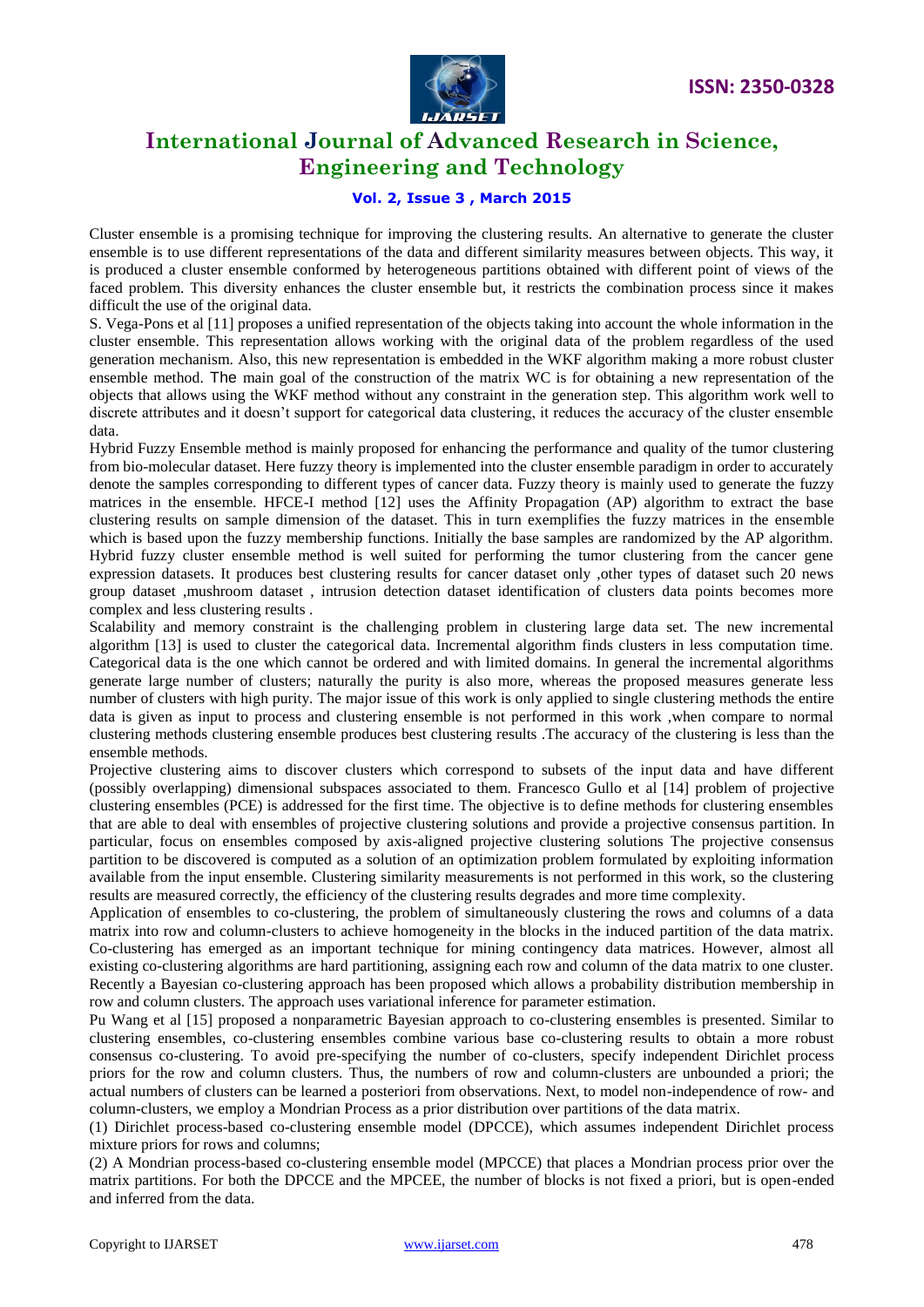Cluster ensemble is a promising technique for improving the clustering results. An alternative to generate the cluster ensemble is to use different representations of the data and different similarity measures between objects. This way, it is produced a cluster ensemble conformed by heterogeneous partitions obtained with different point of views of the faced problem. This diversity enhances the cluster ensemble but, it restricts the combination process since it makes difficult the use of the original data.

S. Vega-Pons et al [11] proposes a unified representation of the objects taking into account the whole information in the cluster ensemble. This representation allows working with the original data of the problem regardless of the used generation mechanism. Also, this new representation is embedded in the WKF algorithm making a more robust cluster ensemble method. The main goal of the construction of the matrix WC is for obtaining a new representation of the objects that allows using the WKF method without any constraint in the generation step. This algorithm work well to discrete attributes and it doesn't support for categorical data clustering, it reduces the accuracy of the cluster ensemble data.

Hybrid Fuzzy Ensemble method is mainly proposed for enhancing the performance and quality of the tumor clustering from bio-molecular dataset. Here fuzzy theory is implemented into the cluster ensemble paradigm in order to accurately denote the samples corresponding to different types of cancer data. Fuzzy theory is mainly used to generate the fuzzy matrices in the ensemble. HFCE-I method [12] uses the Affinity Propagation (AP) algorithm to extract the base clustering results on sample dimension of the dataset. This in turn exemplifies the fuzzy matrices in the ensemble which is based upon the fuzzy membership functions. Initially the base samples are randomized by the AP algorithm. Hybrid fuzzy cluster ensemble method is well suited for performing the tumor clustering from the cancer gene expression datasets. It produces best clustering results for cancer dataset only ,other types of dataset such 20 news group dataset ,mushroom dataset , intrusion detection dataset identification of clusters data points becomes more complex and less clustering results .

Scalability and memory constraint is the challenging problem in clustering large data set. The new incremental algorithm [13] is used to cluster the categorical data. Incremental algorithm finds clusters in less computation time. Categorical data is the one which cannot be ordered and with limited domains. In general the incremental algorithms generate large number of clusters; naturally the purity is also more, whereas the proposed measures generate less number of clusters with high purity. The major issue of this work is only applied to single clustering methods the entire data is given as input to process and clustering ensemble is not performed in this work ,when compare to normal clustering methods clustering ensemble produces best clustering results .The accuracy of the clustering is less than the ensemble methods.

Projective clustering aims to discover clusters which correspond to subsets of the input data and have different (possibly overlapping) dimensional subspaces associated to them. Francesco Gullo et al [14] problem of projective clustering ensembles (PCE) is addressed for the first time. The objective is to define methods for clustering ensembles that are able to deal with ensembles of projective clustering solutions and provide a projective consensus partition. In particular, focus on ensembles composed by axis-aligned projective clustering solutions The projective consensus partition to be discovered is computed as a solution of an optimization problem formulated by exploiting information available from the input ensemble. Clustering similarity measurements is not performed in this work, so the clustering results are measured correctly, the efficiency of the clustering results degrades and more time complexity.

Application of ensembles to co-clustering, the problem of simultaneously clustering the rows and columns of a data matrix into row and column-clusters to achieve homogeneity in the blocks in the induced partition of the data matrix. Co-clustering has emerged as an important technique for mining contingency data matrices. However, almost all existing co-clustering algorithms are hard partitioning, assigning each row and column of the data matrix to one cluster. Recently a Bayesian co-clustering approach has been proposed which allows a probability distribution membership in row and column clusters. The approach uses variational inference for parameter estimation.

Pu Wang et al [15] proposed a nonparametric Bayesian approach to co-clustering ensembles is presented. Similar to clustering ensembles, co-clustering ensembles combine various base co-clustering results to obtain a more robust consensus co-clustering. To avoid pre-specifying the number of co-clusters, specify independent Dirichlet process priors for the row and column clusters. Thus, the numbers of row and column-clusters are unbounded a priori; the actual numbers of clusters can be learned a posteriori from observations. Next, to model non-independence of row- and column-clusters, we employ a Mondrian Process as a prior distribution over partitions of the data matrix.

(1) Dirichlet process-based co-clustering ensemble model (DPCCE), which assumes independent Dirichlet process mixture priors for rows and columns;

(2) A Mondrian process-based co-clustering ensemble model (MPCCE) that places a Mondrian process prior over the matrix partitions. For both the DPCCE and the MPCEE, the number of blocks is not fixed a priori, but is open-ended and inferred from the data.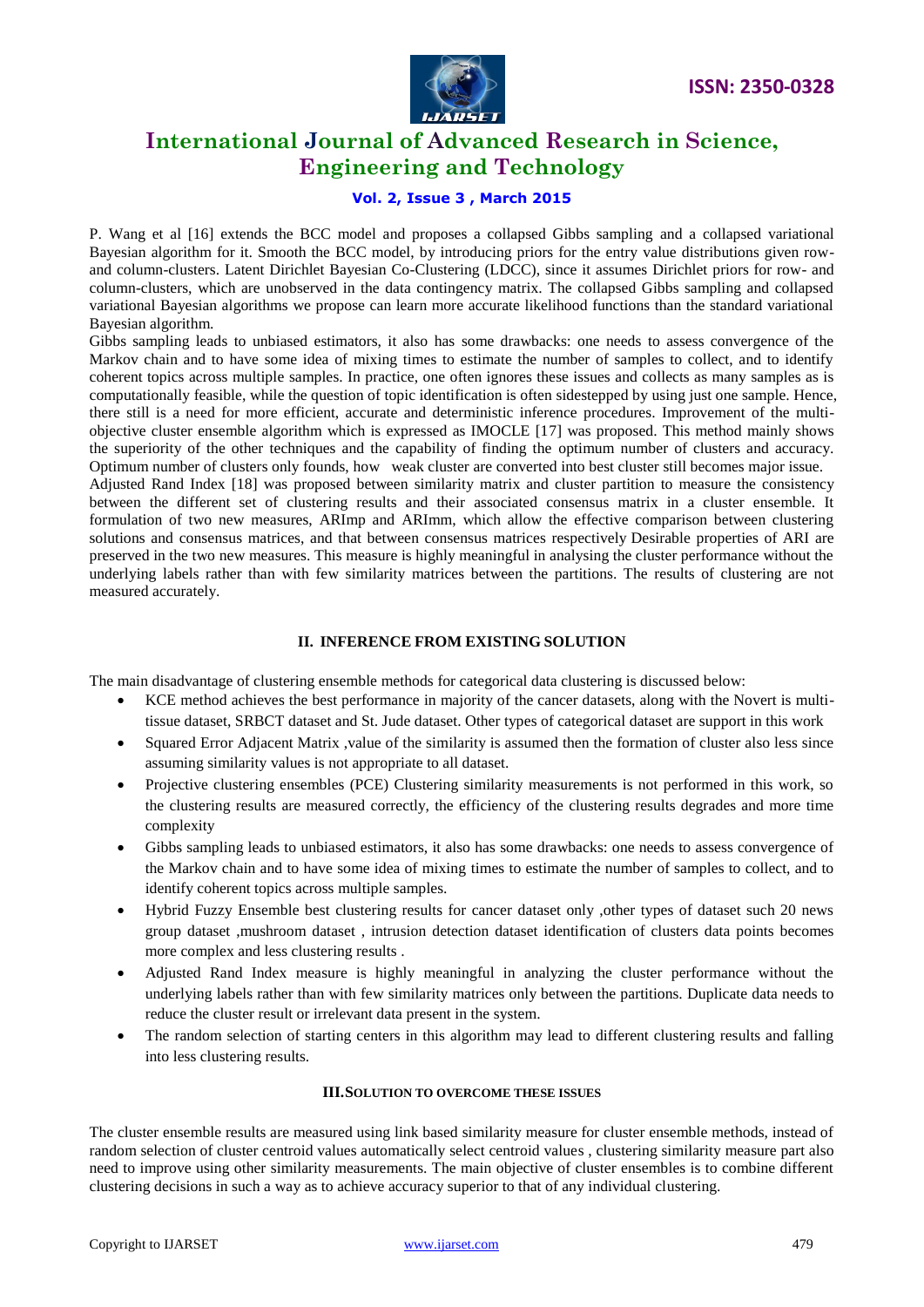P. Wang et al [16] extends the BCC model and proposes a collapsed Gibbs sampling and a collapsed variational Bayesian algorithm for it. Smooth the BCC model, by introducing priors for the entry value distributions given row- and column-clusters. Latent Dirichlet Bayesian Co-Clustering (LDCC), since it assumes Dirichlet priors for row- and column-clusters, which are unobserved in the data contingency matrix. The collapsed Gibbs sampling and collapsed variational Bayesian algorithms we propose can learn more accurate likelihood functions than the standard variational Bayesian algorithm.

Gibbs sampling leads to unbiased estimators, it also has some drawbacks: one needs to assess convergence of the Markov chain and to have some idea of mixing times to estimate the number of samples to collect, and to identify coherent topics across multiple samples. In practice, one often ignores these issues and collects as many samples as is computationally feasible, while the question of topic identification is often sidestepped by using just one sample. Hence, there still is a need for more efficient, accurate and deterministic inference procedures. Improvement of the multi-objective cluster ensemble algorithm which is expressed as IMOCLE [17] was proposed. This method mainly shows the superiority of the other techniques and the capability of finding the optimum number of clusters and accuracy. Optimum number of clusters only founds, how weak cluster are converted into best cluster still becomes major issue.

Adjusted Rand Index [18] was proposed between similarity matrix and cluster partition to measure the consistency between the different set of clustering results and their associated consensus matrix in a cluster ensemble. It formulation of two new measures, ARImp and ARImm, which allow the effective comparison between clustering solutions and consensus matrices, and that between consensus matrices respectively Desirable properties of ARI are preserved in the two new measures. This measure is highly meaningful in analysing the cluster performance without the underlying labels rather than with few similarity matrices between the partitions. The results of clustering are not measured accurately.

## II. INFERENCE FROM EXISTING SOLUTION

The main disadvantage of clustering ensemble methods for categorical data clustering is discussed below:

- KCE method achieves the best performance in majority of the cancer datasets, along with the Novert is multi-tissue dataset, SRBCT dataset and St. Jude dataset. Other types of categorical dataset are support in this work
- Squared Error Adjacent Matrix ,value of the similarity is assumed then the formation of cluster also less since assuming similarity values is not appropriate to all dataset.
- Projective clustering ensembles (PCE) Clustering similarity measurements is not performed in this work, so the clustering results are measured correctly, the efficiency of the clustering results degrades and more time complexity
- Gibbs sampling leads to unbiased estimators, it also has some drawbacks: one needs to assess convergence of the Markov chain and to have some idea of mixing times to estimate the number of samples to collect, and to identify coherent topics across multiple samples.
- Hybrid Fuzzy Ensemble best clustering results for cancer dataset only ,other types of dataset such 20 news group dataset ,mushroom dataset , intrusion detection dataset identification of clusters data points becomes more complex and less clustering results .
- Adjusted Rand Index measure is highly meaningful in analyzing the cluster performance without the underlying labels rather than with few similarity matrices only between the partitions. Duplicate data needs to reduce the cluster result or irrelevant data present in the system.
- The random selection of starting centers in this algorithm may lead to different clustering results and falling into less clustering results.

## III. SOLUTION TO OVERCOME THESE ISSUES

The cluster ensemble results are measured using link based similarity measure for cluster ensemble methods, instead of random selection of cluster centroid values automatically select centroid values , clustering similarity measure part also need to improve using other similarity measurements. The main objective of cluster ensembles is to combine different clustering decisions in such a way as to achieve accuracy superior to that of any individual clustering.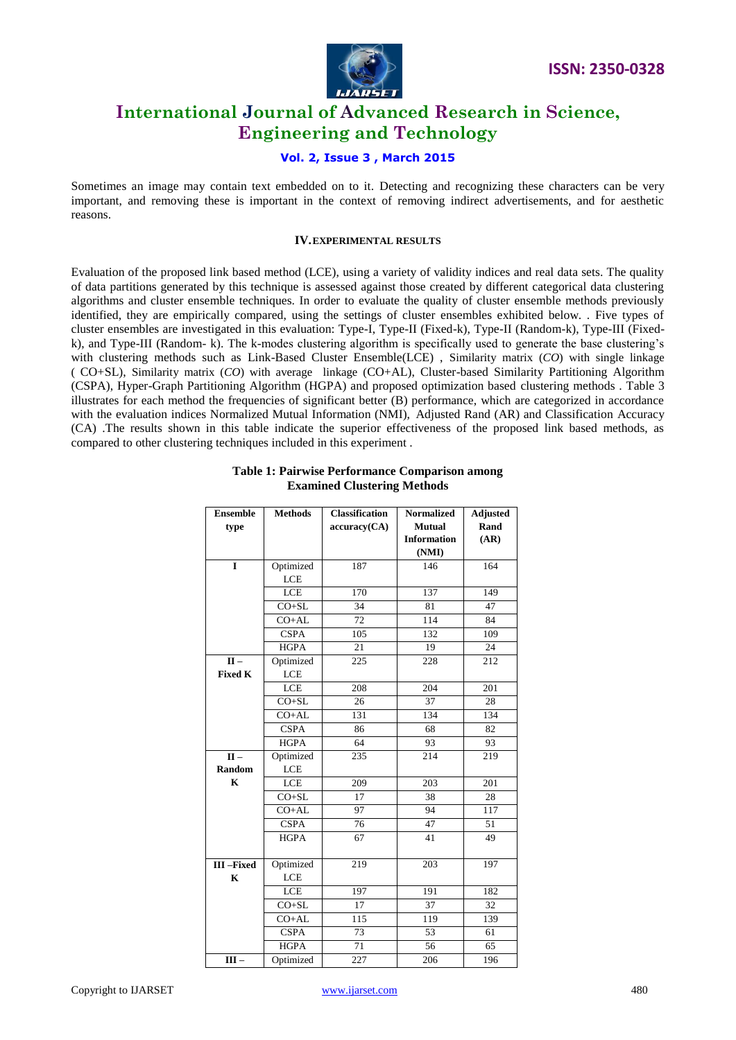Sometimes an image may contain text embedded on to it. Detecting and recognizing these characters can be very important, and removing these is important in the context of removing indirect advertisements, and for aesthetic reasons.

## IV. EXPERIMENTAL RESULTS

Evaluation of the proposed link based method (LCE), using a variety of validity indices and real data sets. The quality of data partitions generated by this technique is assessed against those created by different categorical data clustering algorithms and cluster ensemble techniques. In order to evaluate the quality of cluster ensemble methods previously identified, they are empirically compared, using the settings of cluster ensembles exhibited below. . Five types of cluster ensembles are investigated in this evaluation: Type-I, Type-II (Fixed-k), Type-II (Random-k), Type-III (Fixed-k), and Type-III (Random- k). The k-modes clustering algorithm is specifically used to generate the base clustering's with clustering methods such as Link-Based Cluster Ensemble(LCE) , Similarity matrix (*CO*) with single linkage ( CO+SL), Similarity matrix (*CO*) with average linkage (CO+AL), Cluster-based Similarity Partitioning Algorithm (CSPA), Hyper-Graph Partitioning Algorithm (HGPA) and proposed optimization based clustering methods . Table 3 illustrates for each method the frequencies of significant better (B) performance, which are categorized in accordance with the evaluation indices Normalized Mutual Information (NMI), Adjusted Rand (AR) and Classification Accuracy (CA) .The results shown in this table indicate the superior effectiveness of the proposed link based methods, as compared to other clustering techniques included in this experiment .

**Table 1: Pairwise Performance Comparison among Examined Clustering Methods**

| Ensemble type | Methods | Classification accuracy(CA) | Normalized Mutual Information (NMI) | Adjusted Rand (AR) |
|---|---|---|---|---|
| I | Optimized LCE | 187 | 146 | 164 |
| | LCE | 170 | 137 | 149 |
| | CO+SL | 34 | 81 | 47 |
| | CO+AL | 72 | 114 | 84 |
| | CSPA | 105 | 132 | 109 |
| | HGPA | 21 | 19 | 24 |
| II – Fixed K | Optimized LCE | 225 | 228 | 212 |
| | LCE | 208 | 204 | 201 |
| | CO+SL | 26 | 37 | 28 |
| | CO+AL | 131 | 134 | 134 |
| | CSPA | 86 | 68 | 82 |
| | HGPA | 64 | 93 | 93 |
| II – Random K | Optimized LCE | 235 | 214 | 219 |
| | LCE | 209 | 203 | 201 |
| | CO+SL | 17 | 38 | 28 |
| | CO+AL | 97 | 94 | 117 |
| | CSPA | 76 | 47 | 51 |
| | HGPA | 67 | 41 | 49 |
| III –Fixed K | Optimized LCE | 219 | 203 | 197 |
| | LCE | 197 | 191 | 182 |
| | CO+SL | 17 | 37 | 32 |
| | CO+AL | 115 | 119 | 139 |
| | CSPA | 73 | 53 | 61 |
| | HGPA | 71 | 56 | 65 |
| III – | Optimized | 227 | 206 | 196 |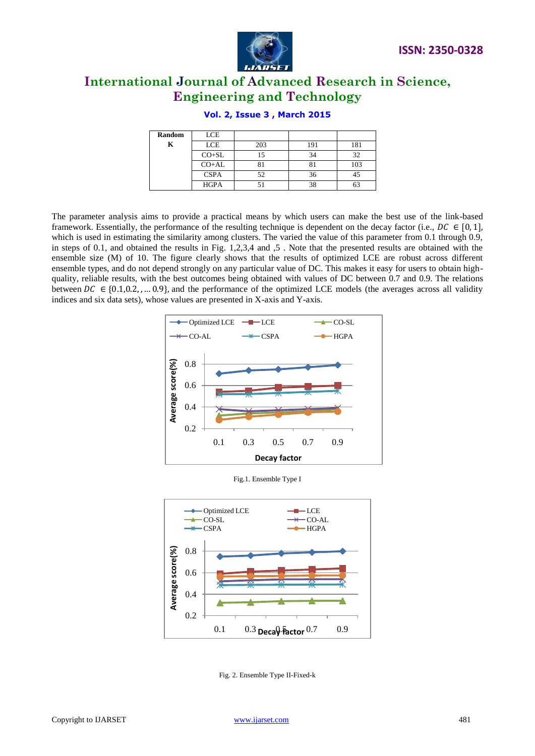| Random K | LCE | | | |
|---|---|---|---|---|
| | LCE | 203 | 191 | 181 |
| | CO+SL | 15 | 34 | 32 |
| | CO+AL | 81 | 81 | 103 |
| | CSPA | 52 | 36 | 45 |
| | HGPA | 51 | 38 | 63 |

The parameter analysis aims to provide a practical means by which users can make the best use of the link-based framework. Essentially, the performance of the resulting technique is dependent on the decay factor (i.e., $DC \in [0, 1]$, which is used in estimating the similarity among clusters. The varied the value of this parameter from 0.1 through 0.9, in steps of 0.1, and obtained the results in Fig. 1,2,3,4 and ,5 . Note that the presented results are obtained with the ensemble size (M) of 10. The figure clearly shows that the results of optimized LCE are robust across different ensemble types, and do not depend strongly on any particular value of DC. This makes it easy for users to obtain high-quality, reliable results, with the best outcomes being obtained with values of DC between 0.7 and 0.9. The relations between $DC \in \{0.1, 0.2, , \ldots 0.9\}$, and the performance of the optimized LCE models (the averages across all validity indices and six data sets), whose values are presented in X-axis and Y-axis.

Fig.1. Ensemble Type I

Fig. 2. Ensemble Type II-Fixed-k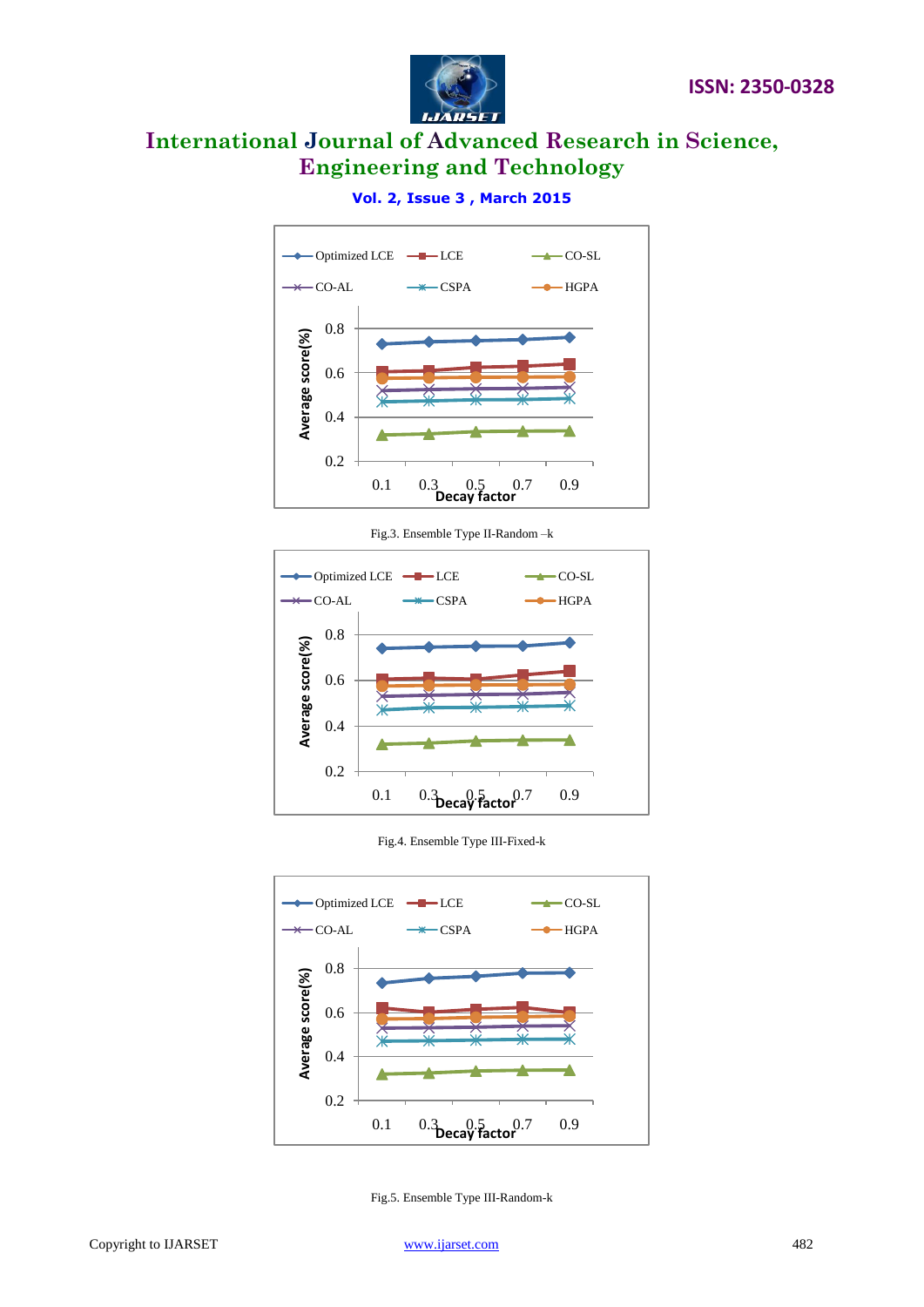Fig.3. Ensemble Type II-Random –k

Fig.4. Ensemble Type III-Fixed-k

Fig.5. Ensemble Type III-Random-k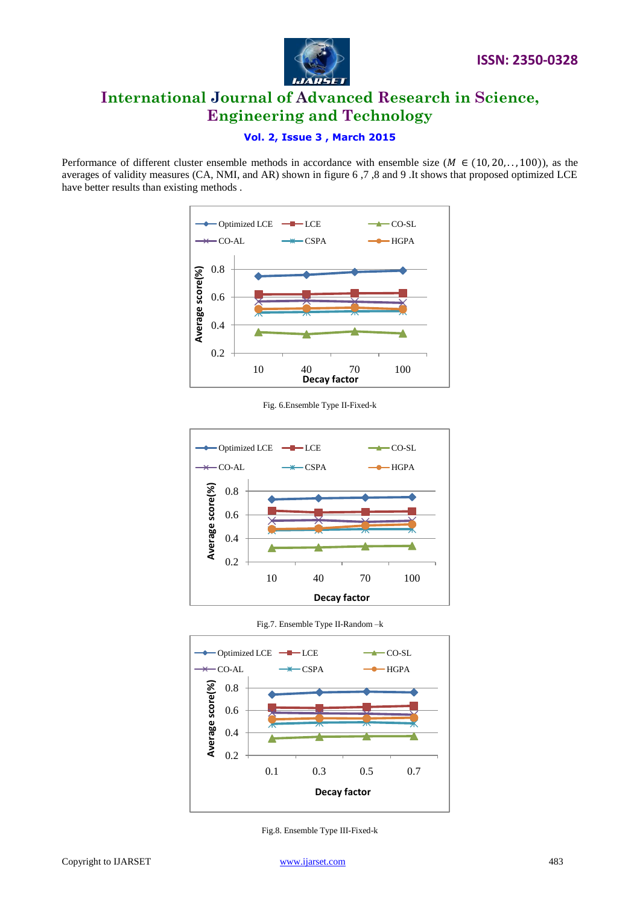Performance of different cluster ensemble methods in accordance with ensemble size ($M \in (10, 20, .., 100)$), as the averages of validity measures (CA, NMI, and AR) shown in figure 6 ,7 ,8 and 9 .It shows that proposed optimized LCE have better results than existing methods .

Fig. 6.Ensemble Type II-Fixed-k

Fig.7. Ensemble Type II-Random –k

Fig.8. Ensemble Type III-Fixed-k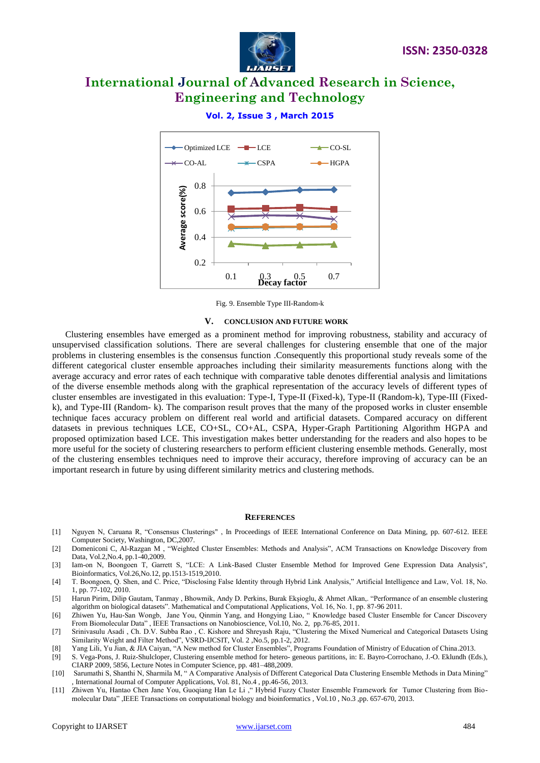Fig. 9. Ensemble Type III-Random-k

## V. CONCLUSION AND FUTURE WORK

Clustering ensembles have emerged as a prominent method for improving robustness, stability and accuracy of unsupervised classification solutions. There are several challenges for clustering ensemble that one of the major problems in clustering ensembles is the consensus function .Consequently this proportional study reveals some of the different categorical cluster ensemble approaches including their similarity measurements functions along with the average accuracy and error rates of each technique with comparative table denotes differential analysis and limitations of the diverse ensemble methods along with the graphical representation of the accuracy levels of different types of cluster ensembles are investigated in this evaluation: Type-I, Type-II (Fixed-k), Type-II (Random-k), Type-III (Fixed-k), and Type-III (Random- k). The comparison result proves that the many of the proposed works in cluster ensemble technique faces accuracy problem on different real world and artificial datasets. Compared accuracy on different datasets in previous techniques LCE, CO+SL, CO+AL, CSPA, Hyper-Graph Partitioning Algorithm HGPA and proposed optimization based LCE. This investigation makes better understanding for the readers and also hopes to be more useful for the society of clustering researchers to perform efficient clustering ensemble methods. Generally, most of the clustering ensembles techniques need to improve their accuracy, therefore improving of accuracy can be an important research in future by using different similarity metrics and clustering methods.

## REFERENCES

[1] Nguyen N, Caruana R, "Consensus Clusterings" , In Proceedings of IEEE International Conference on Data Mining, pp. 607-612. IEEE Computer Society, Washington, DC,2007.

[2] Domeniconi C, Al-Razgan M , "Weighted Cluster Ensembles: Methods and Analysis", ACM Transactions on Knowledge Discovery from Data, Vol.2,No.4, pp.1-40,2009.

[3] Iam-on N, Boongoen T, Garrett S, "LCE: A Link-Based Cluster Ensemble Method for Improved Gene Expression Data Analysis", Bioinformatics, Vol.26,No.12, pp.1513-1519,2010.

[4] T. Boongoen, Q. Shen, and C. Price, "Disclosing False Identity through Hybrid Link Analysis," Artificial Intelligence and Law, Vol. 18, No. 1, pp. 77-102, 2010.

[5] Harun Pirim, Dilip Gautam, Tanmay , Bhowmik, Andy D. Perkins, Burak Ekşioglu, & Ahmet Alkan,. "Performance of an ensemble clustering algorithm on biological datasets". Mathematical and Computational Applications, Vol. 16, No. 1, pp. 87-96 2011.

[6] Zhiwen Yu, Hau-San Wongb, Jane You, Qinmin Yang, and Hongying Liao, " Knowledge based Cluster Ensemble for Cancer Discovery From Biomolecular Data" , IEEE Transactions on Nanobioscience, Vol.10, No. 2, pp.76-85, 2011.

[7] Srinivasulu Asadi , Ch. D.V. Subba Rao , C. Kishore and Shreyash Raju, "Clustering the Mixed Numerical and Categorical Datasets Using Similarity Weight and Filter Method", VSRD-IJCSIT, Vol. 2 ,No.5, pp.1-2, 2012.

[8] Yang Lili, Yu Jian, & JIA Caiyan, "A New method for Cluster Ensembles", Programs Foundation of Ministry of Education of China.2013.

[9] S. Vega-Pons, J. Ruiz-Shulcloper, Clustering ensemble method for hetero- geneous partitions, in: E. Bayro-Corrochano, J.-O. Eklundh (Eds.), CIARP 2009, 5856, Lecture Notes in Computer Science, pp. 481–488,2009.

[10] Sarumathi S, Shanthi N, Sharmila M, " A Comparative Analysis of Different Categorical Data Clustering Ensemble Methods in Data Mining" , International Journal of Computer Applications, Vol. 81, No.4 , pp.46-56, 2013.

[11] Zhiwen Yu, Hantao Chen Jane You, Guoqiang Han Le Li ," Hybrid Fuzzy Cluster Ensemble Framework for Tumor Clustering from Bio-molecular Data" ,IEEE Transactions on computational biology and bioinformatics , Vol.10 , No.3 ,pp. 657-670, 2013.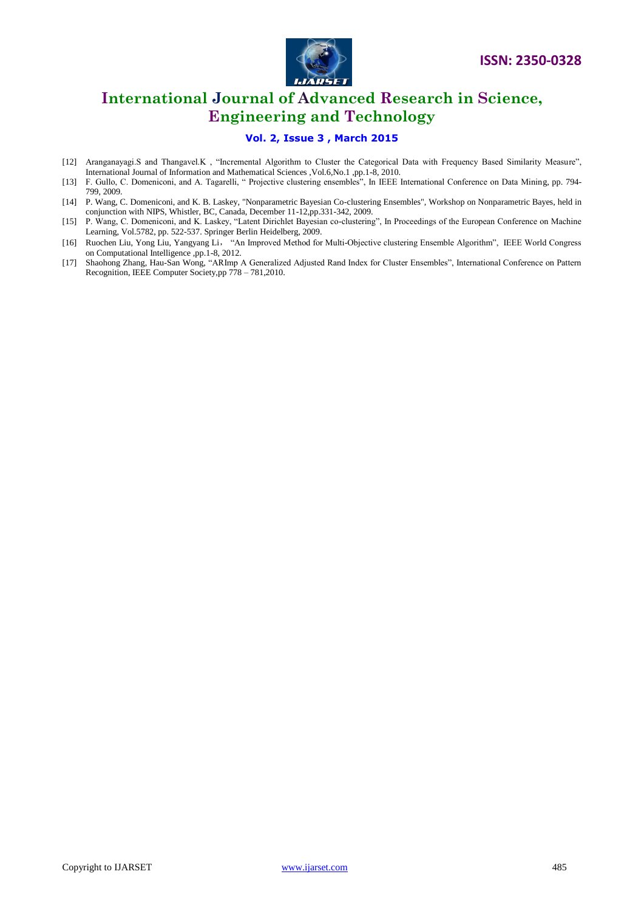[12] Aranganayagi.S and Thangavel.K , "Incremental Algorithm to Cluster the Categorical Data with Frequency Based Similarity Measure", International Journal of Information and Mathematical Sciences ,Vol.6,No.1 ,pp.1-8, 2010.

[13] F. Gullo, C. Domeniconi, and A. Tagarelli, " Projective clustering ensembles", In IEEE International Conference on Data Mining, pp. 794-799, 2009.

[14] P. Wang, C. Domeniconi, and K. B. Laskey, "Nonparametric Bayesian Co-clustering Ensembles", Workshop on Nonparametric Bayes, held in conjunction with NIPS, Whistler, BC, Canada, December 11-12,pp.331-342, 2009.

[15] P. Wang, C. Domeniconi, and K. Laskey, "Latent Dirichlet Bayesian co-clustering", In Proceedings of the European Conference on Machine Learning, Vol.5782, pp. 522-537. Springer Berlin Heidelberg, 2009.

[16] Ruochen Liu, Yong Liu, Yangyang Li， "An Improved Method for Multi-Objective clustering Ensemble Algorithm", IEEE World Congress on Computational Intelligence ,pp.1-8, 2012.

[17] Shaohong Zhang, Hau-San Wong, "ARImp A Generalized Adjusted Rand Index for Cluster Ensembles", International Conference on Pattern Recognition, IEEE Computer Society,pp 778 – 781,2010.